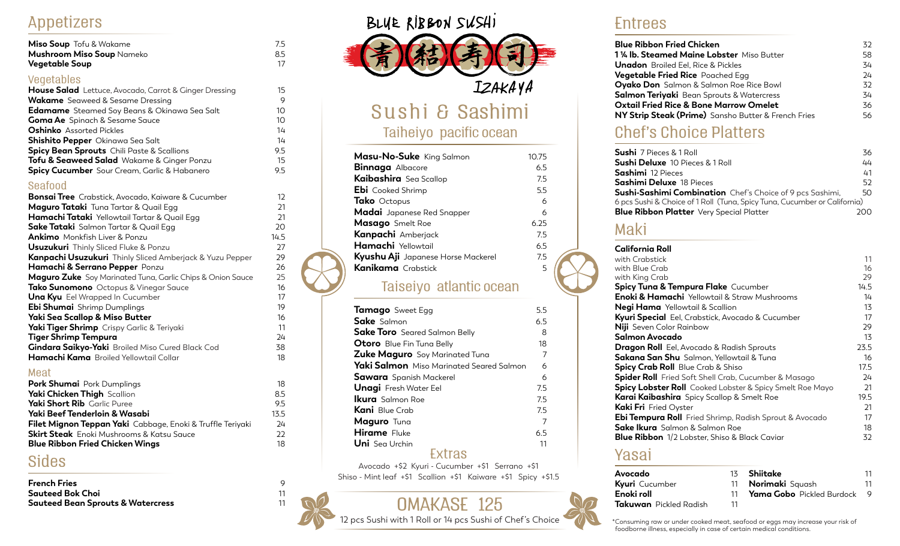# BLUE RIBBON SUSHI

青 結 寿 司

IZAKAYA

## Appetizers

| Item | Price |
|---|---|
| **Miso Soup** Tofu & Wakame | 7.5 |
| **Mushroom Miso Soup** Nameko | 8.5 |
| **Vegetable Soup** | 17 |

### Vegetables

| Item | Price |
|---|---|
| **House Salad** Lettuce, Avocado, Carrot & Ginger Dressing | 15 |
| **Wakame** Seaweed & Sesame Dressing | 9 |
| **Edamame** Steamed Soy Beans & Okinawa Sea Salt | 10 |
| **Goma Ae** Spinach & Sesame Sauce | 10 |
| **Oshinko** Assorted Pickles | 14 |
| **Shishito Pepper** Okinawa Sea Salt | 14 |
| **Spicy Bean Sprouts** Chili Paste & Scallions | 9.5 |
| **Tofu & Seaweed Salad** Wakame & Ginger Ponzu | 15 |
| **Spicy Cucumber** Sour Cream, Garlic & Habanero | 9.5 |

### Seafood

| Item | Price |
|---|---|
| **Bonsai Tree** Crabstick, Avocado, Kaiware & Cucumber | 12 |
| **Maguro Tataki** Tuna Tartar & Quail Egg | 21 |
| **Hamachi Tataki** Yellowtail Tartar & Quail Egg | 21 |
| **Sake Tataki** Salmon Tartar & Quail Egg | 20 |
| **Ankimo** Monkfish Liver & Ponzu | 14.5 |
| **Usuzukuri** Thinly Sliced Fluke & Ponzu | 27 |
| **Kanpachi Usuzukuri** Thinly Sliced Amberjack & Yuzu Pepper | 29 |
| **Hamachi & Serrano Pepper** Ponzu | 26 |
| **Maguro Zuke** Soy Marinated Tuna, Garlic Chips & Onion Sauce | 25 |
| **Tako Sunomono** Octopus & Vinegar Sauce | 16 |
| **Una Kyu** Eel Wrapped In Cucumber | 17 |
| **Ebi Shumai** Shrimp Dumplings | 19 |
| **Yaki Sea Scallop & Miso Butter** | 16 |
| **Yaki Tiger Shrimp** Crispy Garlic & Teriyaki | 11 |
| **Tiger Shrimp Tempura** | 24 |
| **Gindara Saikyo-Yaki** Broiled Miso Cured Black Cod | 38 |
| **Hamachi Kama** Broiled Yellowtail Collar | 18 |

### Meat

| Item | Price |
|---|---|
| **Pork Shumai** Pork Dumplings | 18 |
| **Yaki Chicken Thigh** Scallion | 8.5 |
| **Yaki Short Rib** Garlic Puree | 9.5 |
| **Yaki Beef Tenderloin & Wasabi** | 13.5 |
| **Filet Mignon Teppan Yaki** Cabbage, Enoki & Truffle Teriyaki | 24 |
| **Skirt Steak** Enoki Mushrooms & Katsu Sauce | 22 |
| **Blue Ribbon Fried Chicken Wings** | 18 |

## Sides

| Item | Price |
|---|---|
| **French Fries** | 9 |
| **Sauteed Bok Choi** | 11 |
| **Sauteed Bean Sprouts & Watercress** | 11 |

## Sushi & Sashimi

### Taiheiyo pacific ocean

| Item | Price |
|---|---|
| **Masu-No-Suke** King Salmon | 10.75 |
| **Binnaga** Albacore | 6.5 |
| **Kaibashira** Sea Scallop | 7.5 |
| **Ebi** Cooked Shrimp | 5.5 |
| **Tako** Octopus | 6 |
| **Madai** Japanese Red Snapper | 6 |
| **Masago** Smelt Roe | 6.25 |
| **Kanpachi** Amberjack | 7.5 |
| **Hamachi** Yellowtail | 6.5 |
| **Kyushu Aji** Japanese Horse Mackerel | 7.5 |
| **Kanikama** Crabstick | 5 |

### Taiseiyo atlantic ocean

| Item | Price |
|---|---|
| **Tamago** Sweet Egg | 5.5 |
| **Sake** Salmon | 6.5 |
| **Sake Toro** Seared Salmon Belly | 8 |
| **Otoro** Blue Fin Tuna Belly | 18 |
| **Zuke Maguro** Soy Marinated Tuna | 7 |
| **Yaki Salmon** Miso Marinated Seared Salmon | 6 |
| **Sawara** Spanish Mackerel | 6 |
| **Unagi** Fresh Water Eel | 7.5 |
| **Ikura** Salmon Roe | 7.5 |
| **Kani** Blue Crab | 7.5 |
| **Maguro** Tuna | 7 |
| **Hirame** Fluke | 6.5 |
| **Uni** Sea Urchin | 11 |

### Extras

Avocado +$2 Kyuri - Cucumber +$1 Serrano +$1
Shiso - Mint leaf +$1 Scallion +$1 Kaiware +$1 Spicy +$1.5

## OMAKASE 125

12 pcs Sushi with 1 Roll or 14 pcs Sushi of Chef's Choice

## Entrees

| Item | Price |
|---|---|
| **Blue Ribbon Fried Chicken** | 32 |
| **1 ¼ lb. Steamed Maine Lobster** Miso Butter | 58 |
| **Unadon** Broiled Eel, Rice & Pickles | 34 |
| **Vegetable Fried Rice** Poached Egg | 24 |
| **Oyako Don** Salmon & Salmon Roe Rice Bowl | 32 |
| **Salmon Teriyaki** Bean Sprouts & Watercress | 34 |
| **Oxtail Fried Rice & Bone Marrow Omelet** | 36 |
| **NY Strip Steak (Prime)** Sansho Butter & French Fries | 56 |

## Chef's Choice Platters

| Item | Price |
|---|---|
| **Sushi** 7 Pieces & 1 Roll | 36 |
| **Sushi Deluxe** 10 Pieces & 1 Roll | 44 |
| **Sashimi** 12 Pieces | 41 |
| **Sashimi Deluxe** 18 Pieces | 52 |
| **Sushi-Sashimi Combination** Chef's Choice of 9 pcs Sashimi, 6 pcs Sushi & Choice of 1 Roll (Tuna, Spicy Tuna, Cucumber or California) | 50 |
| **Blue Ribbon Platter** Very Special Platter | 200 |

## Maki

| Item | Price |
|---|---|
| **California Roll** | |
| with Crabstick | 11 |
| with Blue Crab | 16 |
| with King Crab | 29 |
| **Spicy Tuna & Tempura Flake** Cucumber | 14.5 |
| **Enoki & Hamachi** Yellowtail & Straw Mushrooms | 14 |
| **Negi Hama** Yellowtail & Scallion | 13 |
| **Kyuri Special** Eel, Crabstick, Avocado & Cucumber | 17 |
| **Niji** Seven Color Rainbow | 29 |
| **Salmon Avocado** | 13 |
| **Dragon Roll** Eel, Avocado & Radish Sprouts | 23.5 |
| **Sakana San Shu** Salmon, Yellowtail & Tuna | 16 |
| **Spicy Crab Roll** Blue Crab & Shiso | 17.5 |
| **Spider Roll** Fried Soft Shell Crab, Cucumber & Masago | 24 |
| **Spicy Lobster Roll** Cooked Lobster & Spicy Smelt Roe Mayo | 21 |
| **Karai Kaibashira** Spicy Scallop & Smelt Roe | 19.5 |
| **Kaki Fri** Fried Oyster | 21 |
| **Ebi Tempura Roll** Fried Shrimp, Radish Sprout & Avocado | 17 |
| **Sake Ikura** Salmon & Salmon Roe | 18 |
| **Blue Ribbon** 1/2 Lobster, Shiso & Black Caviar | 32 |

## Yasai

| Item | Price |
|---|---|
| **Avocado** | 13 |
| **Kyuri** Cucumber | 11 |
| **Enoki roll** | 11 |
| **Takuwan** Pickled Radish | 11 |
| **Shiitake** | 11 |
| **Norimaki** Squash | 11 |
| **Yama Gobo** Pickled Burdock | 9 |

*Consuming raw or under cooked meat, seafood or eggs may increase your risk of foodborne illness, especially in case of certain medical conditions.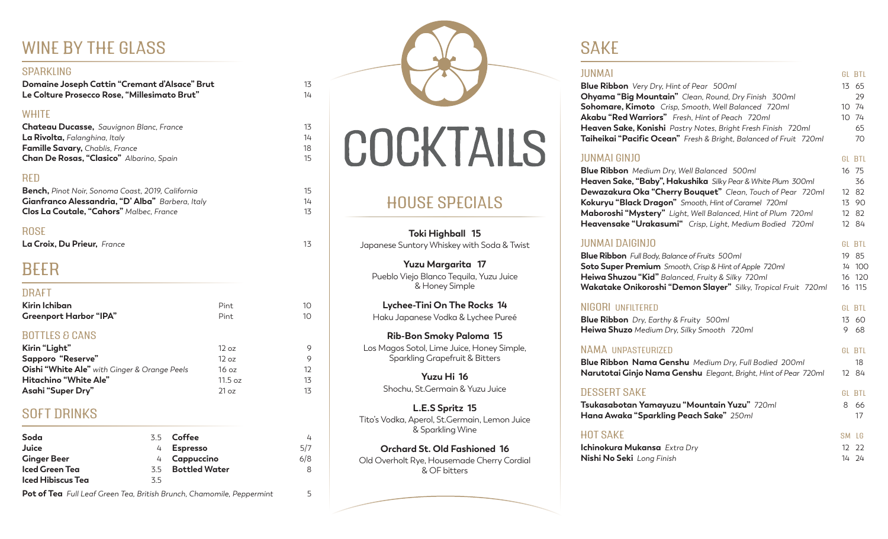# WINE BY THE GLASS

## SPARKLING

| | |
|---|---|
| **Domaine Joseph Cattin "Cremant d'Alsace" Brut** | 13 |
| **Le Colture Prosecco Rose, "Millesimato Brut"** | 14 |

## WHITE

| | |
|---|---|
| **Chateau Ducasse,** *Sauvignon Blanc, France* | 13 |
| **La Rivolta,** *Falanghina, Italy* | 14 |
| **Famille Savary,** *Chablis, France* | 18 |
| **Chan De Rosas, "Clasico"** *Albarino, Spain* | 15 |

## RED

| | |
|---|---|
| **Bench,** *Pinot Noir, Sonoma Coast, 2019, California* | 15 |
| **Gianfranco Alessandria, "D' Alba"** *Barbera, Italy* | 14 |
| **Clos La Coutale, "Cahors"** *Malbec, France* | 13 |

## ROSE

| | |
|---|---|
| **La Croix, Du Prieur,** *France* | 13 |

# BEER

## DRAFT

| | | |
|---|---|---|
| **Kirin Ichiban** | Pint | 10 |
| **Greenport Harbor "IPA"** | Pint | 10 |

## BOTTLES & CANS

| | | |
|---|---|---|
| **Kirin "Light"** | 12 oz | 9 |
| **Sapporo "Reserve"** | 12 oz | 9 |
| **Oishi "White Ale"** *with Ginger & Orange Peels* | 16 oz | 12 |
| **Hitachino "White Ale"** | 11.5 oz | 13 |
| **Asahi "Super Dry"** | 21 oz | 13 |

# SOFT DRINKS

| | | | |
|---|---|---|---|
| **Soda** | 3.5 | **Coffee** | 4 |
| **Juice** | 4 | **Espresso** | 5/7 |
| **Ginger Beer** | 4 | **Cappuccino** | 6/8 |
| **Iced Green Tea** | 3.5 | **Bottled Water** | 8 |
| **Iced Hibiscus Tea** | 3.5 | | |

**Pot of Tea** *Full Leaf Green Tea, British Brunch, Chamomile, Peppermint* 5

# COCKTAILS

## HOUSE SPECIALS

**Toki Highball 15**
Japanese Suntory Whiskey with Soda & Twist

**Yuzu Margarita 17**
Pueblo Viejo Blanco Tequila, Yuzu Juice & Honey Simple

**Lychee-Tini On The Rocks 14**
Haku Japanese Vodka & Lychee Pureé

**Rib-Bon Smoky Paloma 15**
Los Magos Sotol, Lime Juice, Honey Simple, Sparkling Grapefruit & Bitters

**Yuzu Hi 16**
Shochu, St.Germain & Yuzu Juice

**L.E.S Spritz 15**
Tito's Vodka, Aperol, St.Germain, Lemon Juice & Sparkling Wine

**Orchard St. Old Fashioned 16**
Old Overholt Rye, Housemade Cherry Cordial & OF bitters

# SAKE

## JUNMAI

| | GL | BTL |
|---|---|---|
| **Blue Ribbon** *Very Dry, Hint of Pear 500ml* | 13 | 65 |
| **Ohyama "Big Mountain"** *Clean, Round, Dry Finish 300ml* | | 29 |
| **Sohomare, Kimoto** *Crisp, Smooth, Well Balanced 720ml* | 10 | 74 |
| **Akabu "Red Warriors"** *Fresh, Hint of Peach 720ml* | 10 | 74 |
| **Heaven Sake, Konishi** *Pastry Notes, Bright Fresh Finish 720ml* | | 65 |
| **Taiheikai "Pacific Ocean"** *Fresh & Bright, Balanced of Fruit 720ml* | | 70 |

## JUNMAI GINJO

| | GL | BTL |
|---|---|---|
| **Blue Ribbon** *Medium Dry, Well Balanced 500ml* | 16 | 75 |
| **Heaven Sake, "Baby", Hakushika** *Silky Pear & White Plum 300ml* | | 36 |
| **Dewazakura Oka "Cherry Bouquet"** *Clean, Touch of Pear 720ml* | 12 | 82 |
| **Kokuryu "Black Dragon"** *Smooth, Hint of Caramel 720ml* | 13 | 90 |
| **Maboroshi "Mystery"** *Light, Well Balanced, Hint of Plum 720ml* | 12 | 82 |
| **Heavensake "Urakasumi"** *Crisp, Light, Medium Bodied 720ml* | 12 | 84 |

## JUNMAI DAIGINJO

| | GL | BTL |
|---|---|---|
| **Blue Ribbon** *Full Body, Balance of Fruits 500ml* | 19 | 85 |
| **Soto Super Premium** *Smooth, Crisp & Hint of Apple 720ml* | 14 | 100 |
| **Heiwa Shuzou "Kid"** *Balanced, Fruity & Silky 720ml* | 16 | 120 |
| **Wakatake Onikoroshi "Demon Slayer"** *Silky, Tropical Fruit 720ml* | 16 | 115 |

## NIGORI UNFILTERED

| | GL | BTL |
|---|---|---|
| **Blue Ribbon** *Dry, Earthy & Fruity 500ml* | 13 | 60 |
| **Heiwa Shuzo** *Medium Dry, Silky Smooth 720ml* | 9 | 68 |

## NAMA UNPASTEURIZED

| | GL | BTL |
|---|---|---|
| **Blue Ribbon Nama Genshu** *Medium Dry, Full Bodied 200ml* | | 18 |
| **Narutotai Ginjo Nama Genshu** *Elegant, Bright, Hint of Pear 720ml* | 12 | 84 |

## DESSERT SAKE

| | GL | BTL |
|---|---|---|
| **Tsukasabotan Yamayuzu "Mountain Yuzu"** *720ml* | 8 | 66 |
| **Hana Awaka "Sparkling Peach Sake"** *250ml* | | 17 |

## HOT SAKE

| | SM | LG |
|---|---|---|
| **Ichinokura Mukansa** *Extra Dry* | 12 | 22 |
| **Nishi No Seki** *Long Finish* | 14 | 24 |